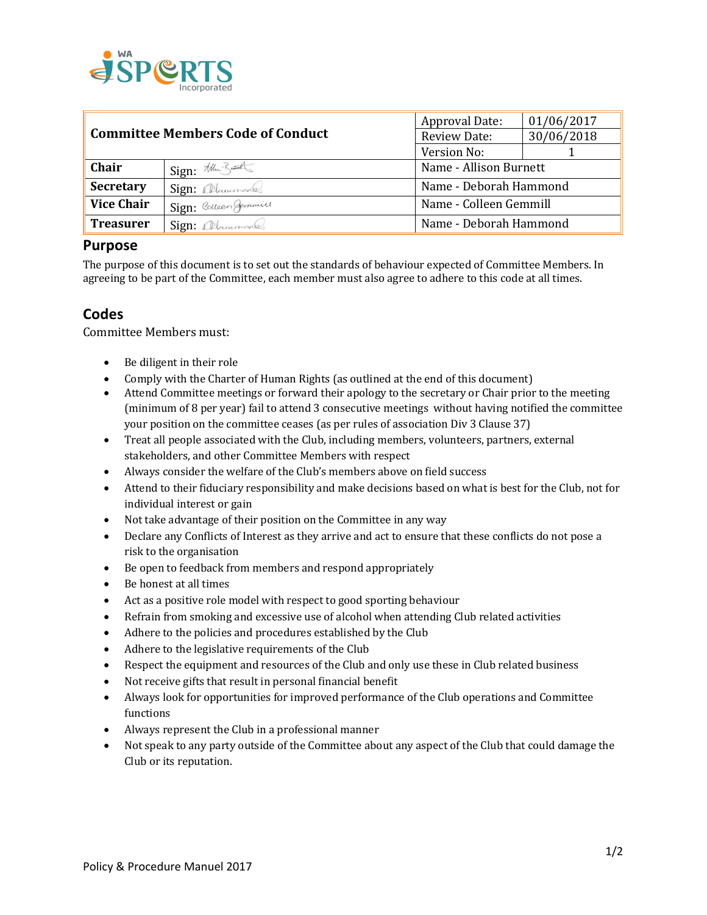WA SPORTS Incorporated

| Committee Members Code of Conduct | | Approval Date: | 01/06/2017 |
|---|---|---|---|
| | | Review Date: | 30/06/2018 |
| | | Version No: | 1 |
| **Chair** | Sign: | Name - Allison Burnett | |
| **Secretary** | Sign: | Name - Deborah Hammond | |
| **Vice Chair** | Sign: | Name - Colleen Gemmill | |
| **Treasurer** | Sign: | Name - Deborah Hammond | |

## Purpose

The purpose of this document is to set out the standards of behaviour expected of Committee Members. In agreeing to be part of the Committee, each member must also agree to adhere to this code at all times.

## Codes

Committee Members must:

- Be diligent in their role
- Comply with the Charter of Human Rights (as outlined at the end of this document)
- Attend Committee meetings or forward their apology to the secretary or Chair prior to the meeting (minimum of 8 per year) fail to attend 3 consecutive meetings without having notified the committee your position on the committee ceases (as per rules of association Div 3 Clause 37)
- Treat all people associated with the Club, including members, volunteers, partners, external stakeholders, and other Committee Members with respect
- Always consider the welfare of the Club's members above on field success
- Attend to their fiduciary responsibility and make decisions based on what is best for the Club, not for individual interest or gain
- Not take advantage of their position on the Committee in any way
- Declare any Conflicts of Interest as they arrive and act to ensure that these conflicts do not pose a risk to the organisation
- Be open to feedback from members and respond appropriately
- Be honest at all times
- Act as a positive role model with respect to good sporting behaviour
- Refrain from smoking and excessive use of alcohol when attending Club related activities
- Adhere to the policies and procedures established by the Club
- Adhere to the legislative requirements of the Club
- Respect the equipment and resources of the Club and only use these in Club related business
- Not receive gifts that result in personal financial benefit
- Always look for opportunities for improved performance of the Club operations and Committee functions
- Always represent the Club in a professional manner
- Not speak to any party outside of the Committee about any aspect of the Club that could damage the Club or its reputation.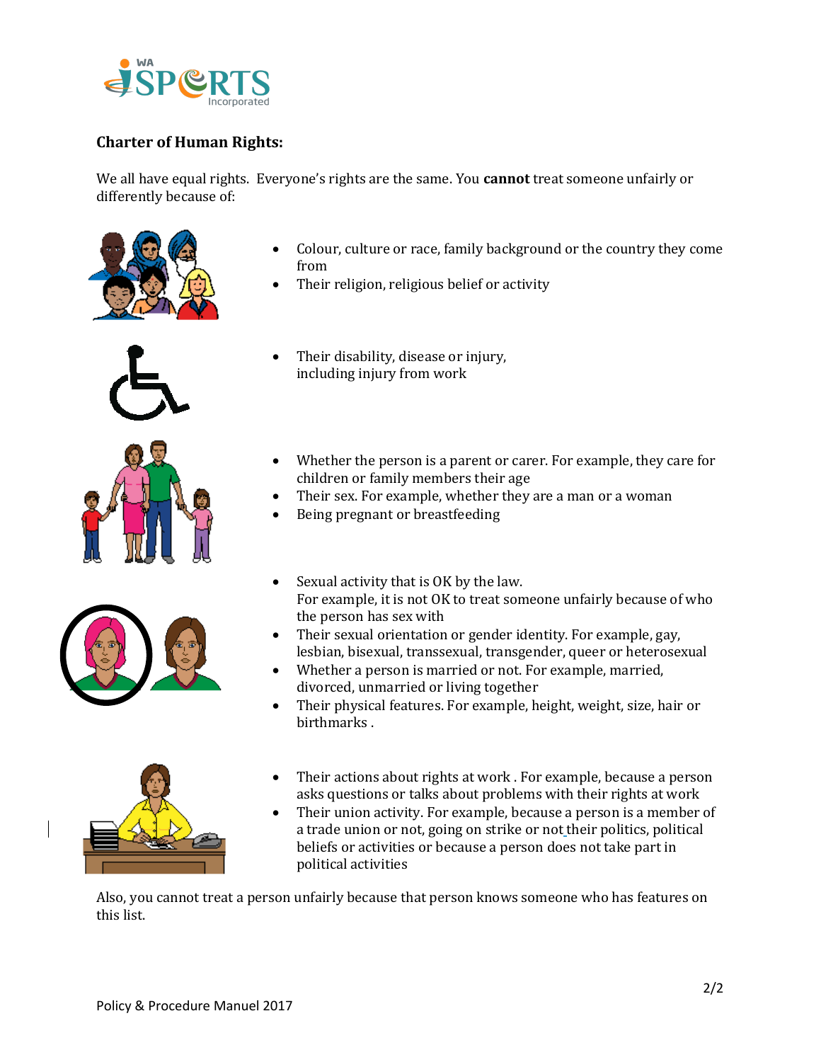**Charter of Human Rights:**

We all have equal rights. Everyone's rights are the same. You **cannot** treat someone unfairly or differently because of:

- Colour, culture or race, family background or the country they come from
- Their religion, religious belief or activity

- Their disability, disease or injury, including injury from work

- Whether the person is a parent or carer. For example, they care for children or family members their age
- Their sex. For example, whether they are a man or a woman
- Being pregnant or breastfeeding

- Sexual activity that is OK by the law.
  For example, it is not OK to treat someone unfairly because of who the person has sex with
- Their sexual orientation or gender identity. For example, gay, lesbian, bisexual, transsexual, transgender, queer or heterosexual
- Whether a person is married or not. For example, married, divorced, unmarried or living together
- Their physical features. For example, height, weight, size, hair or birthmarks .

- Their actions about rights at work . For example, because a person asks questions or talks about problems with their rights at work
- Their union activity. For example, because a person is a member of a trade union or not, going on strike or not their politics, political beliefs or activities or because a person does not take part in political activities

Also, you cannot treat a person unfairly because that person knows someone who has features on this list.